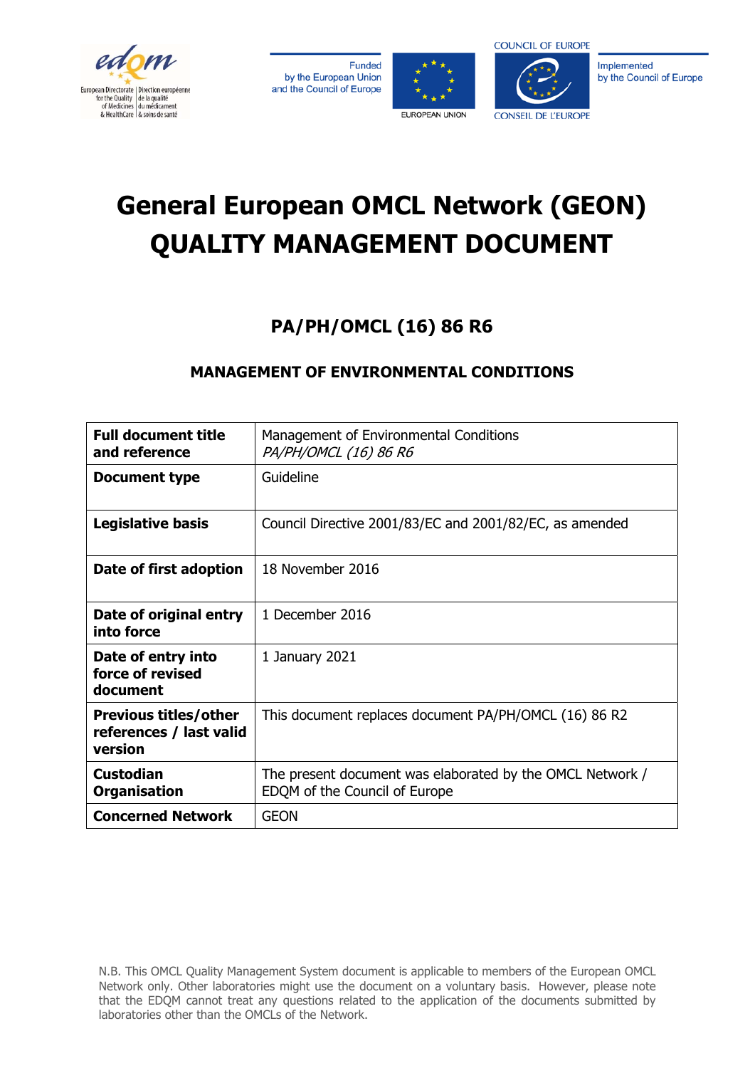edqm European Directorate for the Quality of Medicines & HealthCare | Direction européenne de la qualité du médicament & soins de santé

Funded by the European Union and the Council of Europe

EUROPEAN UNION

COUNCIL OF EUROPE
CONSEIL DE L'EUROPE

Implemented by the Council of Europe

# General European OMCL Network (GEON) QUALITY MANAGEMENT DOCUMENT

## PA/PH/OMCL (16) 86 R6

### MANAGEMENT OF ENVIRONMENTAL CONDITIONS

| | |
|---|---|
| **Full document title and reference** | Management of Environmental Conditions *PA/PH/OMCL (16) 86 R6* |
| **Document type** | Guideline |
| **Legislative basis** | Council Directive 2001/83/EC and 2001/82/EC, as amended |
| **Date of first adoption** | 18 November 2016 |
| **Date of original entry into force** | 1 December 2016 |
| **Date of entry into force of revised document** | 1 January 2021 |
| **Previous titles/other references / last valid version** | This document replaces document PA/PH/OMCL (16) 86 R2 |
| **Custodian Organisation** | The present document was elaborated by the OMCL Network / EDQM of the Council of Europe |
| **Concerned Network** | GEON |

N.B. This OMCL Quality Management System document is applicable to members of the European OMCL Network only. Other laboratories might use the document on a voluntary basis. However, please note that the EDQM cannot treat any questions related to the application of the documents submitted by laboratories other than the OMCLs of the Network.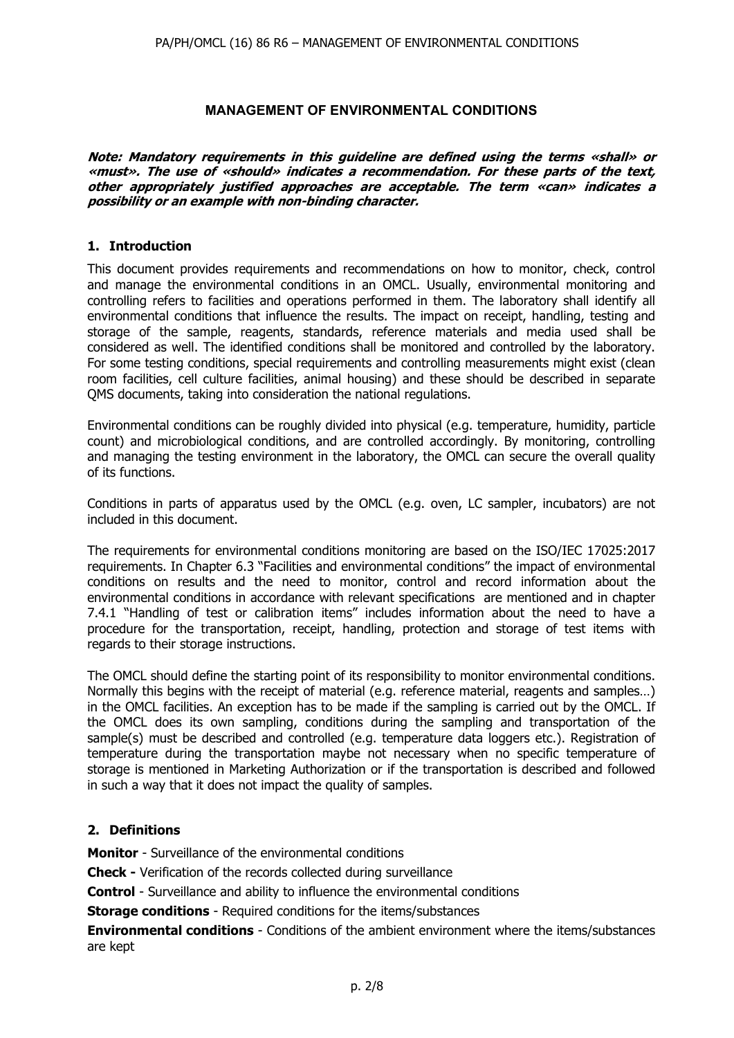# MANAGEMENT OF ENVIRONMENTAL CONDITIONS

***Note: Mandatory requirements in this guideline are defined using the terms «shall» or «must». The use of «should» indicates a recommendation. For these parts of the text, other appropriately justified approaches are acceptable. The term «can» indicates a possibility or an example with non-binding character.***

## 1. Introduction

This document provides requirements and recommendations on how to monitor, check, control and manage the environmental conditions in an OMCL. Usually, environmental monitoring and controlling refers to facilities and operations performed in them. The laboratory shall identify all environmental conditions that influence the results. The impact on receipt, handling, testing and storage of the sample, reagents, standards, reference materials and media used shall be considered as well. The identified conditions shall be monitored and controlled by the laboratory. For some testing conditions, special requirements and controlling measurements might exist (clean room facilities, cell culture facilities, animal housing) and these should be described in separate QMS documents, taking into consideration the national regulations.

Environmental conditions can be roughly divided into physical (e.g. temperature, humidity, particle count) and microbiological conditions, and are controlled accordingly. By monitoring, controlling and managing the testing environment in the laboratory, the OMCL can secure the overall quality of its functions.

Conditions in parts of apparatus used by the OMCL (e.g. oven, LC sampler, incubators) are not included in this document.

The requirements for environmental conditions monitoring are based on the ISO/IEC 17025:2017 requirements. In Chapter 6.3 "Facilities and environmental conditions" the impact of environmental conditions on results and the need to monitor, control and record information about the environmental conditions in accordance with relevant specifications are mentioned and in chapter 7.4.1 "Handling of test or calibration items" includes information about the need to have a procedure for the transportation, receipt, handling, protection and storage of test items with regards to their storage instructions.

The OMCL should define the starting point of its responsibility to monitor environmental conditions. Normally this begins with the receipt of material (e.g. reference material, reagents and samples…) in the OMCL facilities. An exception has to be made if the sampling is carried out by the OMCL. If the OMCL does its own sampling, conditions during the sampling and transportation of the sample(s) must be described and controlled (e.g. temperature data loggers etc.). Registration of temperature during the transportation maybe not necessary when no specific temperature of storage is mentioned in Marketing Authorization or if the transportation is described and followed in such a way that it does not impact the quality of samples.

## 2. Definitions

**Monitor** - Surveillance of the environmental conditions

**Check -** Verification of the records collected during surveillance

**Control** - Surveillance and ability to influence the environmental conditions

**Storage conditions** - Required conditions for the items/substances

**Environmental conditions** - Conditions of the ambient environment where the items/substances are kept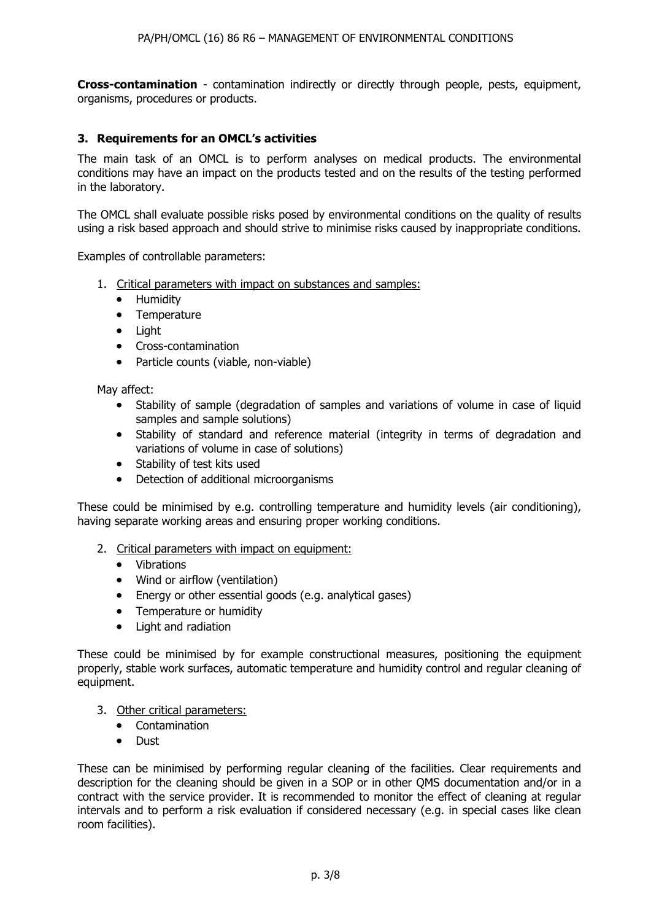**Cross-contamination** - contamination indirectly or directly through people, pests, equipment, organisms, procedures or products.

## 3. Requirements for an OMCL's activities

The main task of an OMCL is to perform analyses on medical products. The environmental conditions may have an impact on the products tested and on the results of the testing performed in the laboratory.

The OMCL shall evaluate possible risks posed by environmental conditions on the quality of results using a risk based approach and should strive to minimise risks caused by inappropriate conditions.

Examples of controllable parameters:

1. Critical parameters with impact on substances and samples:
   - Humidity
   - Temperature
   - Light
   - Cross-contamination
   - Particle counts (viable, non-viable)

   May affect:
   - Stability of sample (degradation of samples and variations of volume in case of liquid samples and sample solutions)
   - Stability of standard and reference material (integrity in terms of degradation and variations of volume in case of solutions)
   - Stability of test kits used
   - Detection of additional microorganisms

These could be minimised by e.g. controlling temperature and humidity levels (air conditioning), having separate working areas and ensuring proper working conditions.

2. Critical parameters with impact on equipment:
   - Vibrations
   - Wind or airflow (ventilation)
   - Energy or other essential goods (e.g. analytical gases)
   - Temperature or humidity
   - Light and radiation

These could be minimised by for example constructional measures, positioning the equipment properly, stable work surfaces, automatic temperature and humidity control and regular cleaning of equipment.

3. Other critical parameters:
   - Contamination
   - Dust

These can be minimised by performing regular cleaning of the facilities. Clear requirements and description for the cleaning should be given in a SOP or in other QMS documentation and/or in a contract with the service provider. It is recommended to monitor the effect of cleaning at regular intervals and to perform a risk evaluation if considered necessary (e.g. in special cases like clean room facilities).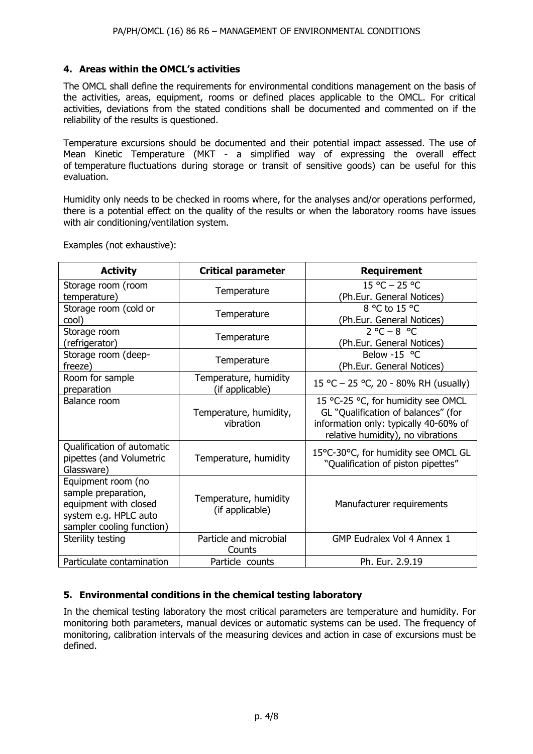## 4. Areas within the OMCL's activities

The OMCL shall define the requirements for environmental conditions management on the basis of the activities, areas, equipment, rooms or defined places applicable to the OMCL. For critical activities, deviations from the stated conditions shall be documented and commented on if the reliability of the results is questioned.

Temperature excursions should be documented and their potential impact assessed. The use of Mean Kinetic Temperature (MKT - a simplified way of expressing the overall effect of temperature fluctuations during storage or transit of sensitive goods) can be useful for this evaluation.

Humidity only needs to be checked in rooms where, for the analyses and/or operations performed, there is a potential effect on the quality of the results or when the laboratory rooms have issues with air conditioning/ventilation system.

Examples (not exhaustive):

| Activity | Critical parameter | Requirement |
|---|---|---|
| Storage room (room temperature) | Temperature | 15 °C – 25 °C (Ph.Eur. General Notices) |
| Storage room (cold or cool) | Temperature | 8 °C to 15 °C (Ph.Eur. General Notices) |
| Storage room (refrigerator) | Temperature | 2 °C – 8 °C (Ph.Eur. General Notices) |
| Storage room (deep-freeze) | Temperature | Below -15 °C (Ph.Eur. General Notices) |
| Room for sample preparation | Temperature, humidity (if applicable) | 15 °C – 25 °C, 20 - 80% RH (usually) |
| Balance room | Temperature, humidity, vibration | 15 °C-25 °C, for humidity see OMCL GL "Qualification of balances" (for information only: typically 40-60% of relative humidity), no vibrations |
| Qualification of automatic pipettes (and Volumetric Glassware) | Temperature, humidity | 15°C-30°C, for humidity see OMCL GL "Qualification of piston pipettes" |
| Equipment room (no sample preparation, equipment with closed system e.g. HPLC auto sampler cooling function) | Temperature, humidity (if applicable) | Manufacturer requirements |
| Sterility testing | Particle and microbial Counts | GMP Eudralex Vol 4 Annex 1 |
| Particulate contamination | Particle counts | Ph. Eur. 2.9.19 |

## 5. Environmental conditions in the chemical testing laboratory

In the chemical testing laboratory the most critical parameters are temperature and humidity. For monitoring both parameters, manual devices or automatic systems can be used. The frequency of monitoring, calibration intervals of the measuring devices and action in case of excursions must be defined.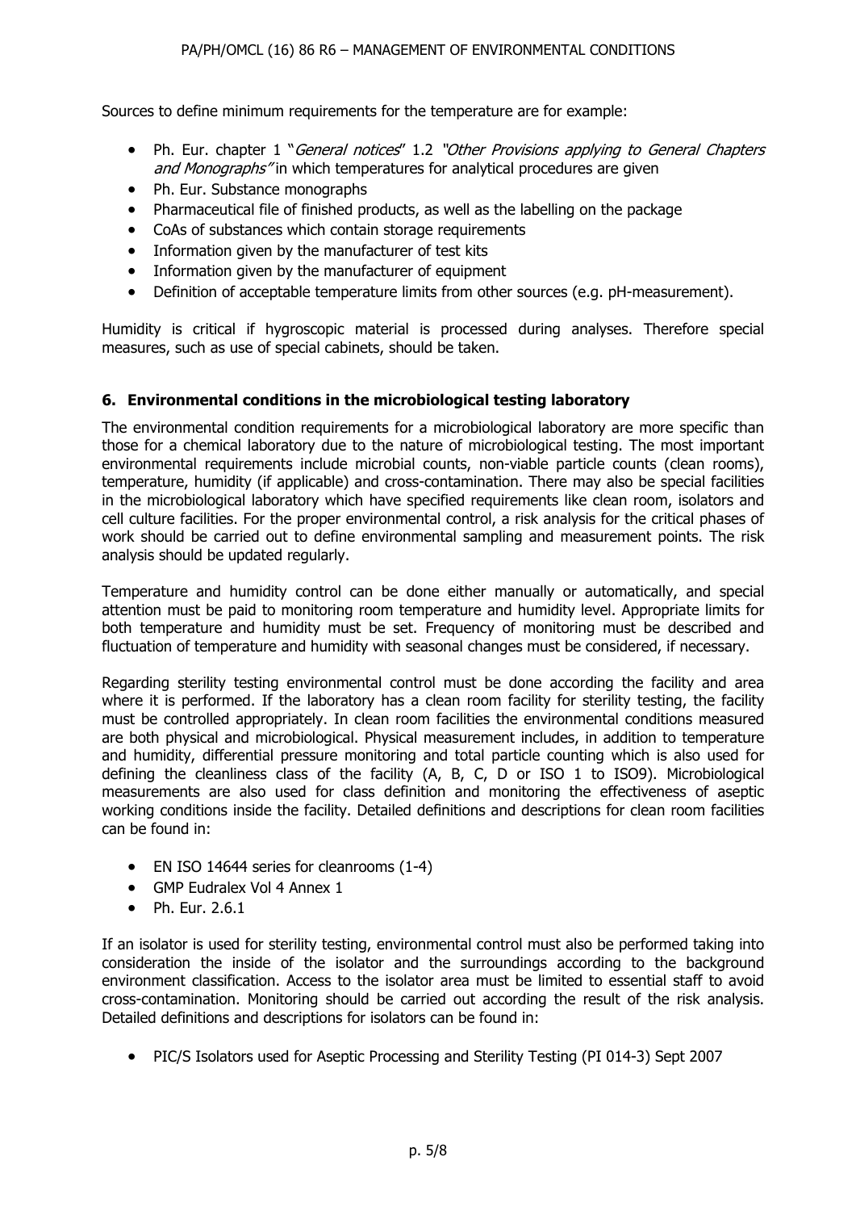Sources to define minimum requirements for the temperature are for example:

- Ph. Eur. chapter 1 "*General notices*" 1.2 *"Other Provisions applying to General Chapters and Monographs"* in which temperatures for analytical procedures are given
- Ph. Eur. Substance monographs
- Pharmaceutical file of finished products, as well as the labelling on the package
- CoAs of substances which contain storage requirements
- Information given by the manufacturer of test kits
- Information given by the manufacturer of equipment
- Definition of acceptable temperature limits from other sources (e.g. pH-measurement).

Humidity is critical if hygroscopic material is processed during analyses. Therefore special measures, such as use of special cabinets, should be taken.

## 6. Environmental conditions in the microbiological testing laboratory

The environmental condition requirements for a microbiological laboratory are more specific than those for a chemical laboratory due to the nature of microbiological testing. The most important environmental requirements include microbial counts, non-viable particle counts (clean rooms), temperature, humidity (if applicable) and cross-contamination. There may also be special facilities in the microbiological laboratory which have specified requirements like clean room, isolators and cell culture facilities. For the proper environmental control, a risk analysis for the critical phases of work should be carried out to define environmental sampling and measurement points. The risk analysis should be updated regularly.

Temperature and humidity control can be done either manually or automatically, and special attention must be paid to monitoring room temperature and humidity level. Appropriate limits for both temperature and humidity must be set. Frequency of monitoring must be described and fluctuation of temperature and humidity with seasonal changes must be considered, if necessary.

Regarding sterility testing environmental control must be done according the facility and area where it is performed. If the laboratory has a clean room facility for sterility testing, the facility must be controlled appropriately. In clean room facilities the environmental conditions measured are both physical and microbiological. Physical measurement includes, in addition to temperature and humidity, differential pressure monitoring and total particle counting which is also used for defining the cleanliness class of the facility (A, B, C, D or ISO 1 to ISO9). Microbiological measurements are also used for class definition and monitoring the effectiveness of aseptic working conditions inside the facility. Detailed definitions and descriptions for clean room facilities can be found in:

- EN ISO 14644 series for cleanrooms (1-4)
- GMP Eudralex Vol 4 Annex 1
- Ph. Eur. 2.6.1

If an isolator is used for sterility testing, environmental control must also be performed taking into consideration the inside of the isolator and the surroundings according to the background environment classification. Access to the isolator area must be limited to essential staff to avoid cross-contamination. Monitoring should be carried out according the result of the risk analysis. Detailed definitions and descriptions for isolators can be found in:

- PIC/S Isolators used for Aseptic Processing and Sterility Testing (PI 014-3) Sept 2007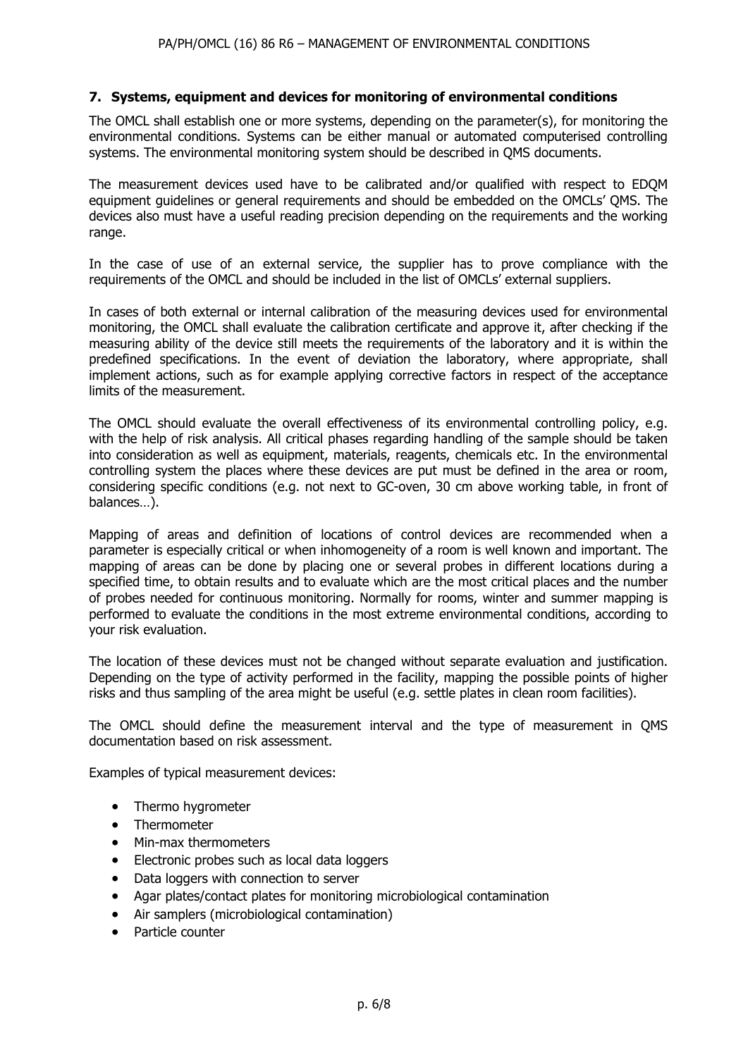## 7. Systems, equipment and devices for monitoring of environmental conditions

The OMCL shall establish one or more systems, depending on the parameter(s), for monitoring the environmental conditions. Systems can be either manual or automated computerised controlling systems. The environmental monitoring system should be described in QMS documents.

The measurement devices used have to be calibrated and/or qualified with respect to EDQM equipment guidelines or general requirements and should be embedded on the OMCLs' QMS. The devices also must have a useful reading precision depending on the requirements and the working range.

In the case of use of an external service, the supplier has to prove compliance with the requirements of the OMCL and should be included in the list of OMCLs' external suppliers.

In cases of both external or internal calibration of the measuring devices used for environmental monitoring, the OMCL shall evaluate the calibration certificate and approve it, after checking if the measuring ability of the device still meets the requirements of the laboratory and it is within the predefined specifications. In the event of deviation the laboratory, where appropriate, shall implement actions, such as for example applying corrective factors in respect of the acceptance limits of the measurement.

The OMCL should evaluate the overall effectiveness of its environmental controlling policy, e.g. with the help of risk analysis. All critical phases regarding handling of the sample should be taken into consideration as well as equipment, materials, reagents, chemicals etc. In the environmental controlling system the places where these devices are put must be defined in the area or room, considering specific conditions (e.g. not next to GC-oven, 30 cm above working table, in front of balances…).

Mapping of areas and definition of locations of control devices are recommended when a parameter is especially critical or when inhomogeneity of a room is well known and important. The mapping of areas can be done by placing one or several probes in different locations during a specified time, to obtain results and to evaluate which are the most critical places and the number of probes needed for continuous monitoring. Normally for rooms, winter and summer mapping is performed to evaluate the conditions in the most extreme environmental conditions, according to your risk evaluation.

The location of these devices must not be changed without separate evaluation and justification. Depending on the type of activity performed in the facility, mapping the possible points of higher risks and thus sampling of the area might be useful (e.g. settle plates in clean room facilities).

The OMCL should define the measurement interval and the type of measurement in QMS documentation based on risk assessment.

Examples of typical measurement devices:

- Thermo hygrometer
- Thermometer
- Min-max thermometers
- Electronic probes such as local data loggers
- Data loggers with connection to server
- Agar plates/contact plates for monitoring microbiological contamination
- Air samplers (microbiological contamination)
- Particle counter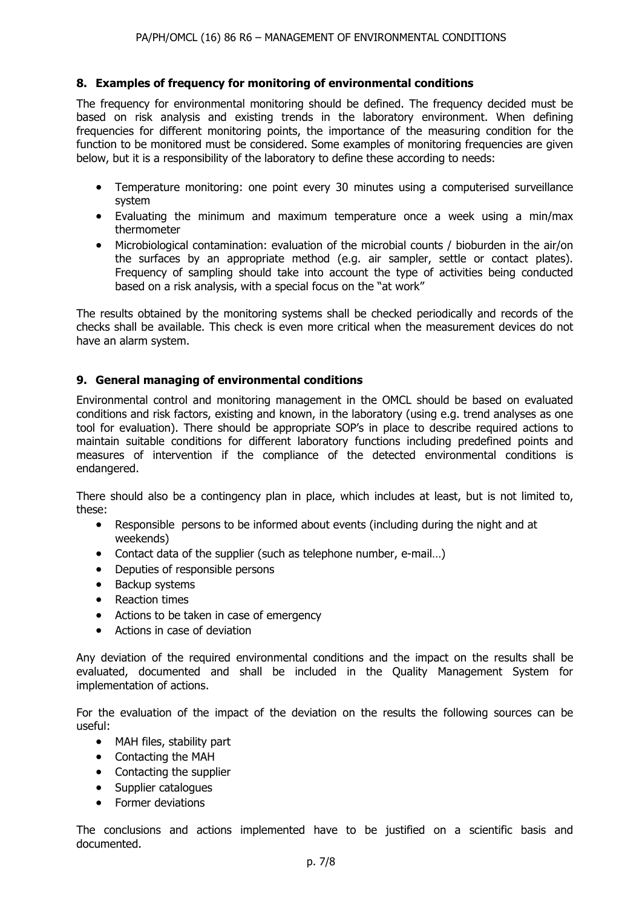## 8. Examples of frequency for monitoring of environmental conditions

The frequency for environmental monitoring should be defined. The frequency decided must be based on risk analysis and existing trends in the laboratory environment. When defining frequencies for different monitoring points, the importance of the measuring condition for the function to be monitored must be considered. Some examples of monitoring frequencies are given below, but it is a responsibility of the laboratory to define these according to needs:

- Temperature monitoring: one point every 30 minutes using a computerised surveillance system
- Evaluating the minimum and maximum temperature once a week using a min/max thermometer
- Microbiological contamination: evaluation of the microbial counts / bioburden in the air/on the surfaces by an appropriate method (e.g. air sampler, settle or contact plates). Frequency of sampling should take into account the type of activities being conducted based on a risk analysis, with a special focus on the "at work"

The results obtained by the monitoring systems shall be checked periodically and records of the checks shall be available. This check is even more critical when the measurement devices do not have an alarm system.

## 9. General managing of environmental conditions

Environmental control and monitoring management in the OMCL should be based on evaluated conditions and risk factors, existing and known, in the laboratory (using e.g. trend analyses as one tool for evaluation). There should be appropriate SOP's in place to describe required actions to maintain suitable conditions for different laboratory functions including predefined points and measures of intervention if the compliance of the detected environmental conditions is endangered.

There should also be a contingency plan in place, which includes at least, but is not limited to, these:

- Responsible persons to be informed about events (including during the night and at weekends)
- Contact data of the supplier (such as telephone number, e-mail…)
- Deputies of responsible persons
- Backup systems
- Reaction times
- Actions to be taken in case of emergency
- Actions in case of deviation

Any deviation of the required environmental conditions and the impact on the results shall be evaluated, documented and shall be included in the Quality Management System for implementation of actions.

For the evaluation of the impact of the deviation on the results the following sources can be useful:

- MAH files, stability part
- Contacting the MAH
- Contacting the supplier
- Supplier catalogues
- Former deviations

The conclusions and actions implemented have to be justified on a scientific basis and documented.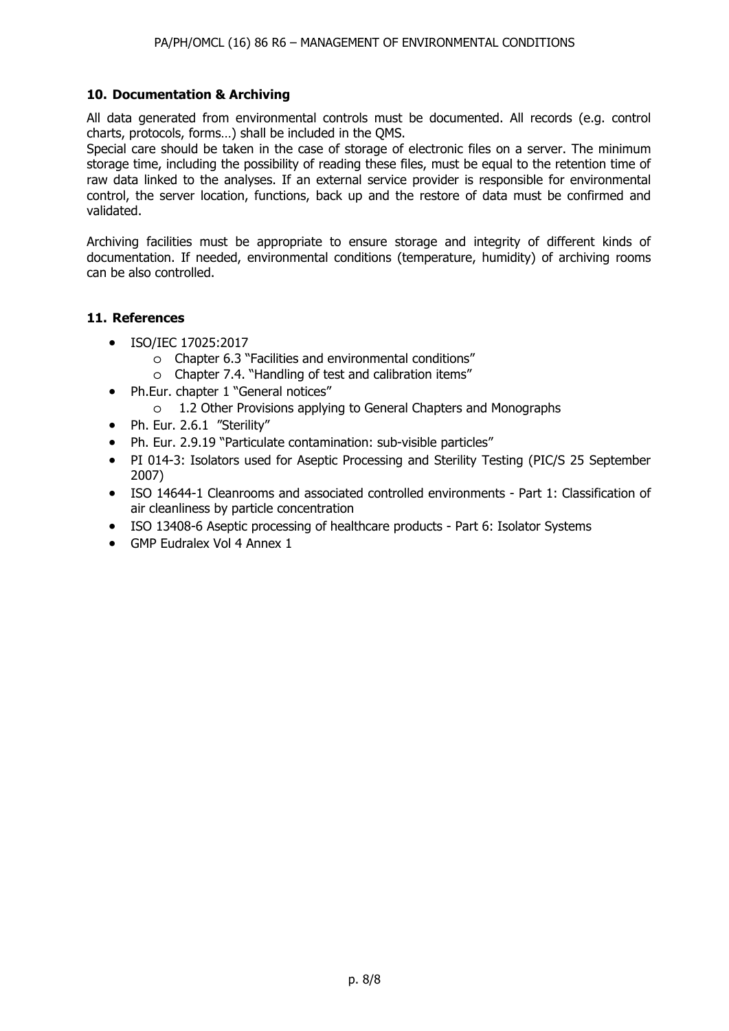## 10. Documentation & Archiving

All data generated from environmental controls must be documented. All records (e.g. control charts, protocols, forms…) shall be included in the QMS.
Special care should be taken in the case of storage of electronic files on a server. The minimum storage time, including the possibility of reading these files, must be equal to the retention time of raw data linked to the analyses. If an external service provider is responsible for environmental control, the server location, functions, back up and the restore of data must be confirmed and validated.

Archiving facilities must be appropriate to ensure storage and integrity of different kinds of documentation. If needed, environmental conditions (temperature, humidity) of archiving rooms can be also controlled.

## 11. References

- ISO/IEC 17025:2017
  - Chapter 6.3 "Facilities and environmental conditions"
  - Chapter 7.4. "Handling of test and calibration items"
- Ph.Eur. chapter 1 "General notices"
  - 1.2 Other Provisions applying to General Chapters and Monographs
- Ph. Eur. 2.6.1 "Sterility"
- Ph. Eur. 2.9.19 "Particulate contamination: sub-visible particles"
- PI 014-3: Isolators used for Aseptic Processing and Sterility Testing (PIC/S 25 September 2007)
- ISO 14644-1 Cleanrooms and associated controlled environments - Part 1: Classification of air cleanliness by particle concentration
- ISO 13408-6 Aseptic processing of healthcare products - Part 6: Isolator Systems
- GMP Eudralex Vol 4 Annex 1